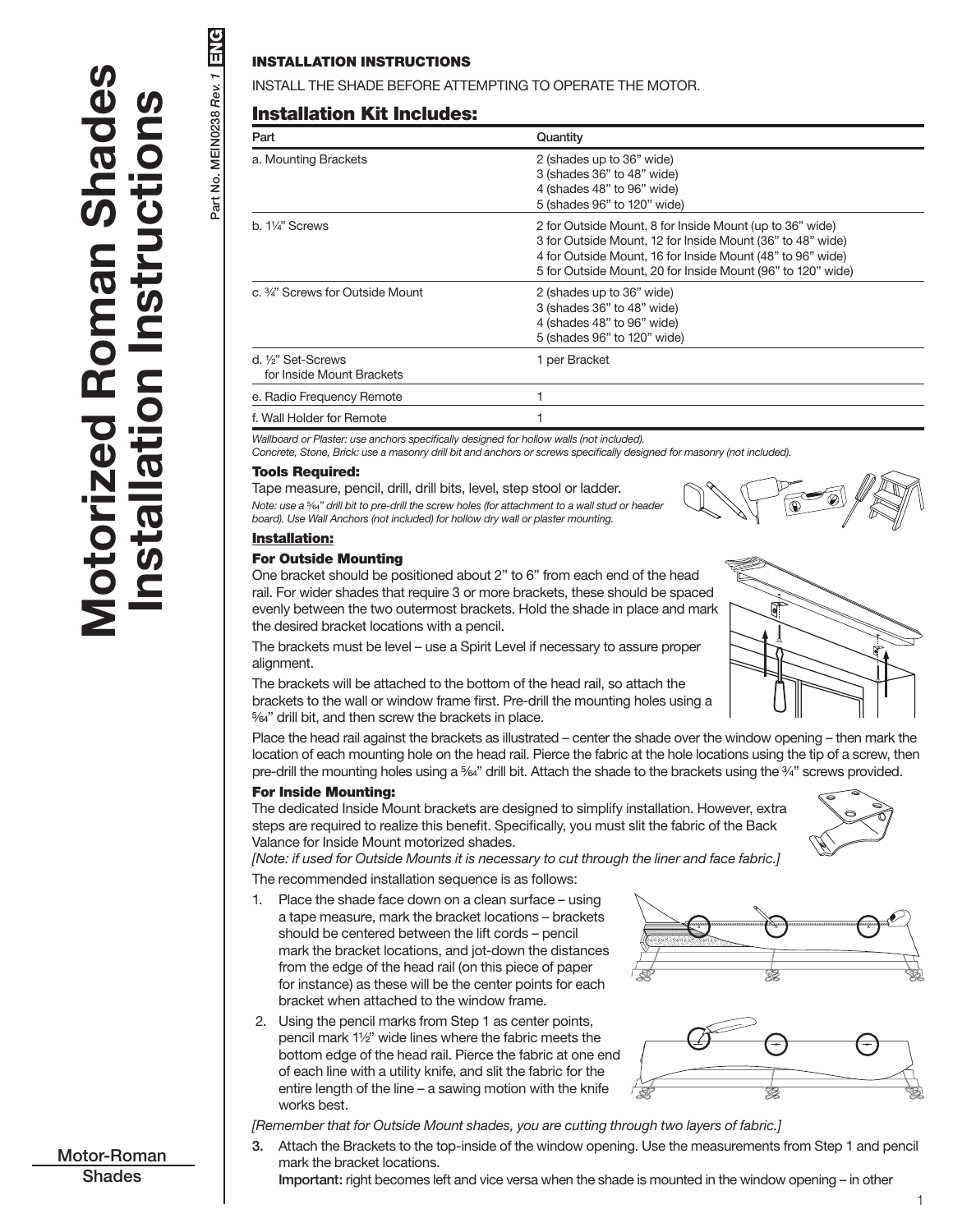# Motorized Roman Shades Installation Instructions

Part No. MEIN0238 *Rev. 1* ENG

## INSTALLATION INSTRUCTIONS

INSTALL THE SHADE BEFORE ATTEMPTING TO OPERATE THE MOTOR.

## Installation Kit Includes:

| Part | Quantity |
|---|---|
| a. Mounting Brackets | 2 (shades up to 36" wide)<br>3 (shades 36" to 48" wide)<br>4 (shades 48" to 96" wide)<br>5 (shades 96" to 120" wide) |
| b. 1¼" Screws | 2 for Outside Mount, 8 for Inside Mount (up to 36" wide)<br>3 for Outside Mount, 12 for Inside Mount (36" to 48" wide)<br>4 for Outside Mount, 16 for Inside Mount (48" to 96" wide)<br>5 for Outside Mount, 20 for Inside Mount (96" to 120" wide) |
| c. ¾" Screws for Outside Mount | 2 (shades up to 36" wide)<br>3 (shades 36" to 48" wide)<br>4 (shades 48" to 96" wide)<br>5 (shades 96" to 120" wide) |
| d. ½" Set-Screws for Inside Mount Brackets | 1 per Bracket |
| e. Radio Frequency Remote | 1 |
| f. Wall Holder for Remote | 1 |

*Wallboard or Plaster: use anchors specifically designed for hollow walls (not included).*
*Concrete, Stone, Brick: use a masonry drill bit and anchors or screws specifically designed for masonry (not included).*

### Tools Required:

Tape measure, pencil, drill, drill bits, level, step stool or ladder.

*Note: use a 5⁄64" drill bit to pre-drill the screw holes (for attachment to a wall stud or header board). Use Wall Anchors (not included) for hollow dry wall or plaster mounting.*

### Installation:

#### For Outside Mounting

One bracket should be positioned about 2" to 6" from each end of the head rail. For wider shades that require 3 or more brackets, these should be spaced evenly between the two outermost brackets. Hold the shade in place and mark the desired bracket locations with a pencil.

The brackets must be level – use a Spirit Level if necessary to assure proper alignment.

The brackets will be attached to the bottom of the head rail, so attach the brackets to the wall or window frame first. Pre-drill the mounting holes using a 5⁄64" drill bit, and then screw the brackets in place.

Place the head rail against the brackets as illustrated – center the shade over the window opening – then mark the location of each mounting hole on the head rail. Pierce the fabric at the hole locations using the tip of a screw, then pre-drill the mounting holes using a 5⁄64" drill bit. Attach the shade to the brackets using the ¾" screws provided.

#### For Inside Mounting:

The dedicated Inside Mount brackets are designed to simplify installation. However, extra steps are required to realize this benefit. Specifically, you must slit the fabric of the Back Valance for Inside Mount motorized shades.

*[Note: if used for Outside Mounts it is necessary to cut through the liner and face fabric.]*

The recommended installation sequence is as follows:

1. Place the shade face down on a clean surface – using a tape measure, mark the bracket locations – brackets should be centered between the lift cords – pencil mark the bracket locations, and jot-down the distances from the edge of the head rail (on this piece of paper for instance) as these will be the center points for each bracket when attached to the window frame.
2. Using the pencil marks from Step 1 as center points, pencil mark 1½" wide lines where the fabric meets the bottom edge of the head rail. Pierce the fabric at one end of each line with a utility knife, and slit the fabric for the entire length of the line – a sawing motion with the knife works best.

*[Remember that for Outside Mount shades, you are cutting through two layers of fabric.]*

3. Attach the Brackets to the top-inside of the window opening. Use the measurements from Step 1 and pencil mark the bracket locations.
   **Important:** right becomes left and vice versa when the shade is mounted in the window opening – in other

Motor-Roman Shades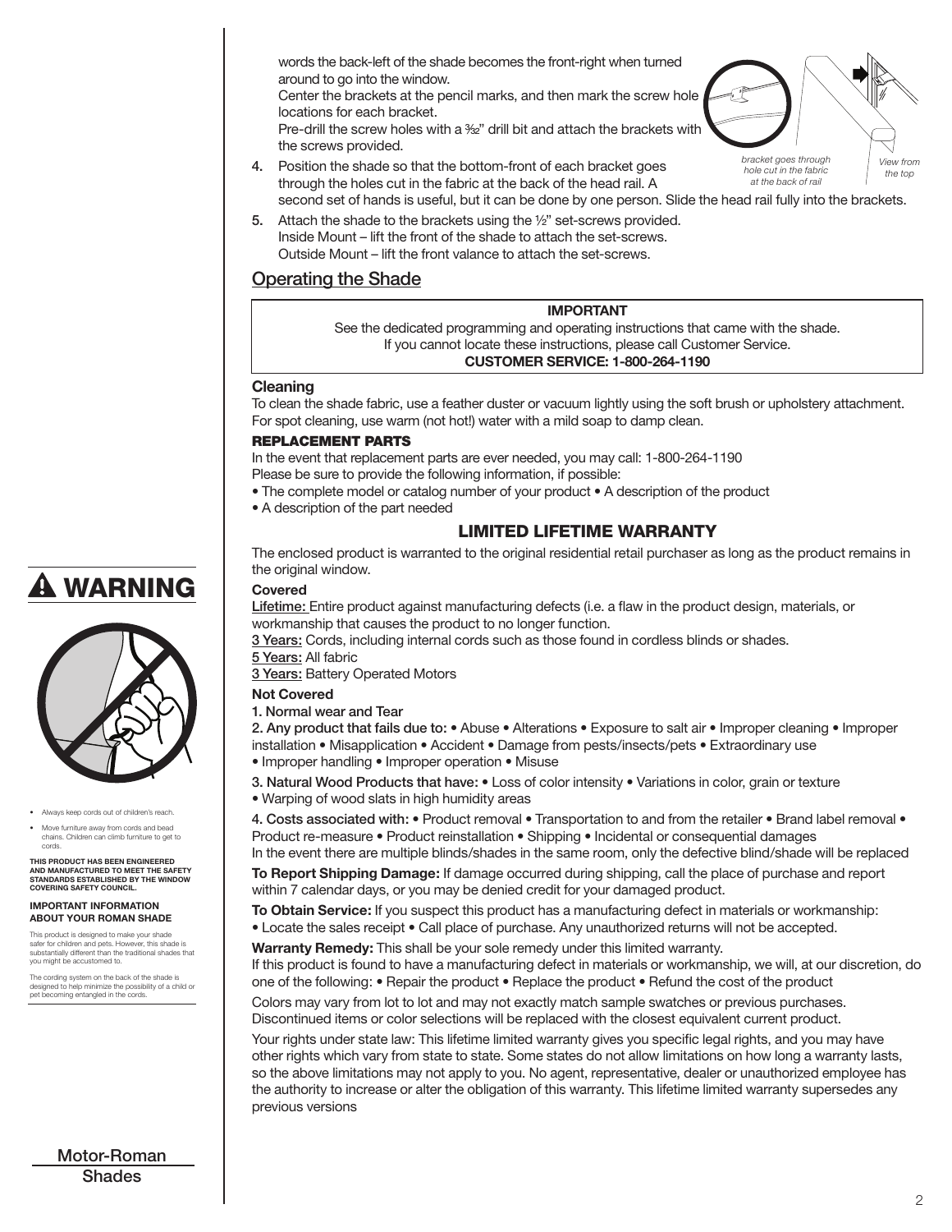words the back-left of the shade becomes the front-right when turned around to go into the window.
Center the brackets at the pencil marks, and then mark the screw hole locations for each bracket.
Pre-drill the screw holes with a 3⁄32" drill bit and attach the brackets with the screws provided.

bracket goes through hole cut in the fabric at the back of rail

View from the top

4. Position the shade so that the bottom-front of each bracket goes through the holes cut in the fabric at the back of the head rail. A second set of hands is useful, but it can be done by one person. Slide the head rail fully into the brackets.
5. Attach the shade to the brackets using the ½" set-screws provided.
   Inside Mount – lift the front of the shade to attach the set-screws.
   Outside Mount – lift the front valance to attach the set-screws.

## Operating the Shade

**IMPORTANT**

See the dedicated programming and operating instructions that came with the shade.
If you cannot locate these instructions, please call Customer Service.
**CUSTOMER SERVICE: 1-800-264-1190**

### Cleaning

To clean the shade fabric, use a feather duster or vacuum lightly using the soft brush or upholstery attachment. For spot cleaning, use warm (not hot!) water with a mild soap to damp clean.

### REPLACEMENT PARTS

In the event that replacement parts are ever needed, you may call: 1-800-264-1190
Please be sure to provide the following information, if possible:
• The complete model or catalog number of your product • A description of the product
• A description of the part needed

## LIMITED LIFETIME WARRANTY

The enclosed product is warranted to the original residential retail purchaser as long as the product remains in the original window.

### Covered

Lifetime: Entire product against manufacturing defects (i.e. a flaw in the product design, materials, or workmanship that causes the product to no longer function.
3 Years: Cords, including internal cords such as those found in cordless blinds or shades.
5 Years: All fabric
3 Years: Battery Operated Motors

### Not Covered

**1. Normal wear and Tear**
**2. Any product that fails due to:** • Abuse • Alterations • Exposure to salt air • Improper cleaning • Improper installation • Misapplication • Accident • Damage from pests/insects/pets • Extraordinary use • Improper handling • Improper operation • Misuse
**3. Natural Wood Products that have:** • Loss of color intensity • Variations in color, grain or texture • Warping of wood slats in high humidity areas
**4. Costs associated with:** • Product removal • Transportation to and from the retailer • Brand label removal • Product re-measure • Product reinstallation • Shipping • Incidental or consequential damages
In the event there are multiple blinds/shades in the same room, only the defective blind/shade will be replaced

**To Report Shipping Damage:** If damage occurred during shipping, call the place of purchase and report within 7 calendar days, or you may be denied credit for your damaged product.

**To Obtain Service:** If you suspect this product has a manufacturing defect in materials or workmanship:
• Locate the sales receipt • Call place of purchase. Any unauthorized returns will not be accepted.

**Warranty Remedy:** This shall be your sole remedy under this limited warranty.
If this product is found to have a manufacturing defect in materials or workmanship, we will, at our discretion, do one of the following: • Repair the product • Replace the product • Refund the cost of the product

Colors may vary from lot to lot and may not exactly match sample swatches or previous purchases. Discontinued items or color selections will be replaced with the closest equivalent current product.

Your rights under state law: This lifetime limited warranty gives you specific legal rights, and you may have other rights which vary from state to state. Some states do not allow limitations on how long a warranty lasts, so the above limitations may not apply to you. No agent, representative, dealer or unauthorized employee has the authority to increase or alter the obligation of this warranty. This lifetime limited warranty supersedes any previous versions

## ⚠ WARNING

- Always keep cords out of children's reach.
- Move furniture away from cords and bead chains. Children can climb furniture to get to cords.

**THIS PRODUCT HAS BEEN ENGINEERED AND MANUFACTURED TO MEET THE SAFETY STANDARDS ESTABLISHED BY THE WINDOW COVERING SAFETY COUNCIL.**

**IMPORTANT INFORMATION ABOUT YOUR ROMAN SHADE**

This product is designed to make your shade safer for children and pets. However, this shade is substantially different than the traditional shades that you might be accustomed to.

The cording system on the back of the shade is designed to help minimize the possibility of a child or pet becoming entangled in the cords.

Motor-Roman Shades